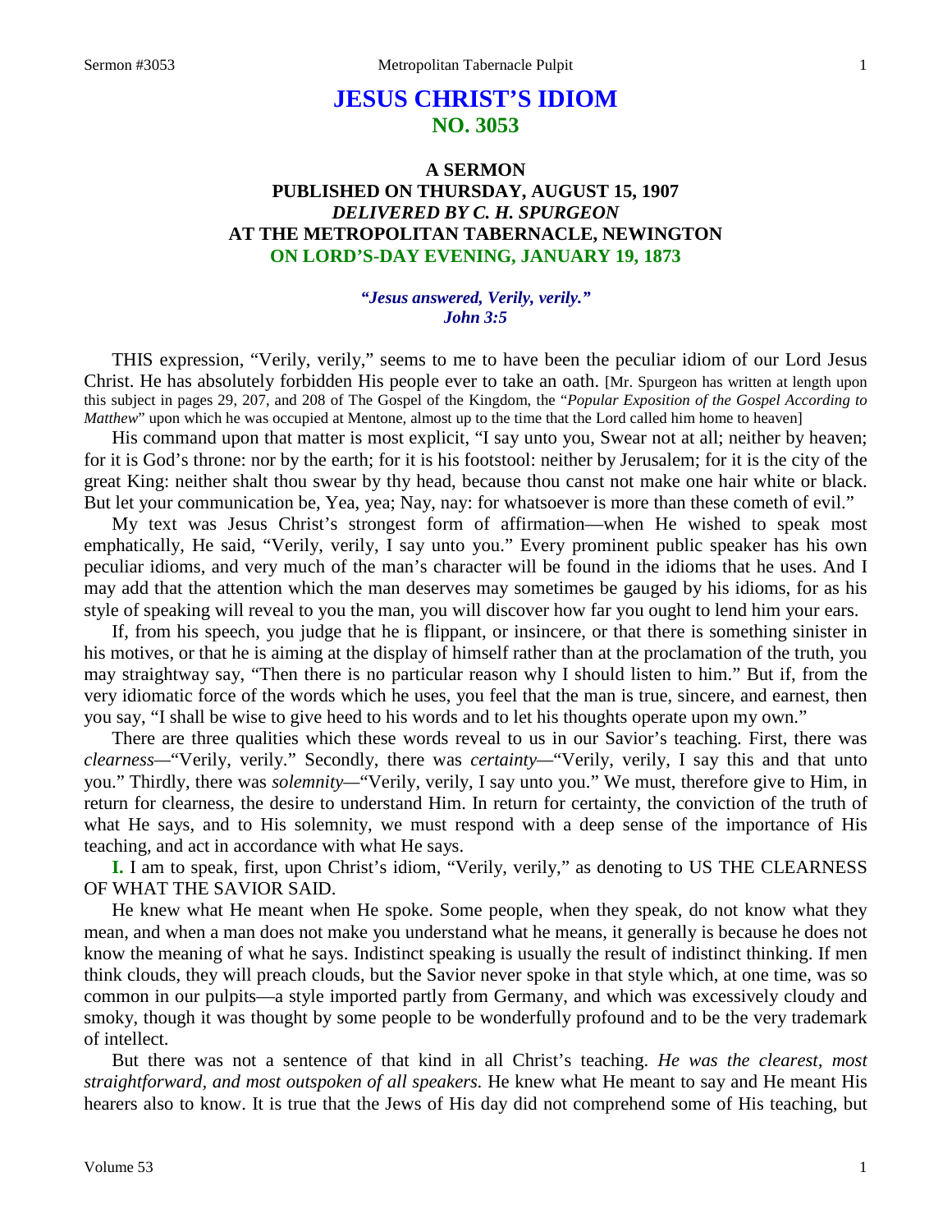# JESUS CHRIST'S IDIOM
## NO. 3053

### A SERMON
### PUBLISHED ON THURSDAY, AUGUST 15, 1907
### *DELIVERED BY C. H. SPURGEON*
### AT THE METROPOLITAN TABERNACLE, NEWINGTON
### ON LORD'S-DAY EVENING, JANUARY 19, 1873

***"Jesus answered, Verily, verily."***
***John 3:5***

THIS expression, "Verily, verily," seems to me to have been the peculiar idiom of our Lord Jesus Christ. He has absolutely forbidden His people ever to take an oath. [Mr. Spurgeon has written at length upon this subject in pages 29, 207, and 208 of The Gospel of the Kingdom, the "*Popular Exposition of the Gospel According to Matthew*" upon which he was occupied at Mentone, almost up to the time that the Lord called him home to heaven]

His command upon that matter is most explicit, "I say unto you, Swear not at all; neither by heaven; for it is God's throne: nor by the earth; for it is his footstool: neither by Jerusalem; for it is the city of the great King: neither shalt thou swear by thy head, because thou canst not make one hair white or black. But let your communication be, Yea, yea; Nay, nay: for whatsoever is more than these cometh of evil."

My text was Jesus Christ's strongest form of affirmation—when He wished to speak most emphatically, He said, "Verily, verily, I say unto you." Every prominent public speaker has his own peculiar idioms, and very much of the man's character will be found in the idioms that he uses. And I may add that the attention which the man deserves may sometimes be gauged by his idioms, for as his style of speaking will reveal to you the man, you will discover how far you ought to lend him your ears.

If, from his speech, you judge that he is flippant, or insincere, or that there is something sinister in his motives, or that he is aiming at the display of himself rather than at the proclamation of the truth, you may straightway say, "Then there is no particular reason why I should listen to him." But if, from the very idiomatic force of the words which he uses, you feel that the man is true, sincere, and earnest, then you say, "I shall be wise to give heed to his words and to let his thoughts operate upon my own."

There are three qualities which these words reveal to us in our Savior's teaching. First, there was *clearness*—"Verily, verily." Secondly, there was *certainty*—"Verily, verily, I say this and that unto you." Thirdly, there was *solemnity*—"Verily, verily, I say unto you." We must, therefore give to Him, in return for clearness, the desire to understand Him. In return for certainty, the conviction of the truth of what He says, and to His solemnity, we must respond with a deep sense of the importance of His teaching, and act in accordance with what He says.

**I.** I am to speak, first, upon Christ's idiom, "Verily, verily," as denoting to US THE CLEARNESS OF WHAT THE SAVIOR SAID.

He knew what He meant when He spoke. Some people, when they speak, do not know what they mean, and when a man does not make you understand what he means, it generally is because he does not know the meaning of what he says. Indistinct speaking is usually the result of indistinct thinking. If men think clouds, they will preach clouds, but the Savior never spoke in that style which, at one time, was so common in our pulpits—a style imported partly from Germany, and which was excessively cloudy and smoky, though it was thought by some people to be wonderfully profound and to be the very trademark of intellect.

But there was not a sentence of that kind in all Christ's teaching. *He was the clearest, most straightforward, and most outspoken of all speakers.* He knew what He meant to say and He meant His hearers also to know. It is true that the Jews of His day did not comprehend some of His teaching, but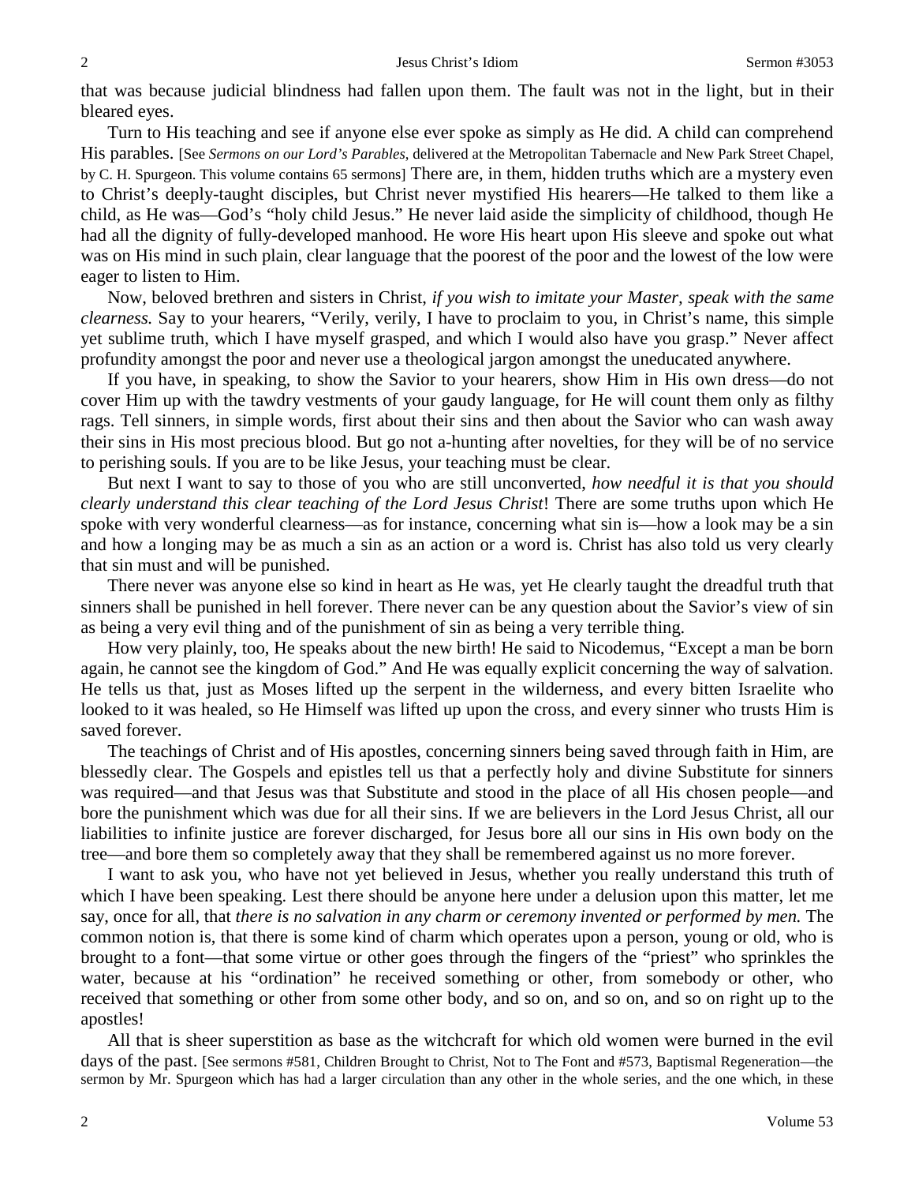that was because judicial blindness had fallen upon them. The fault was not in the light, but in their bleared eyes.

Turn to His teaching and see if anyone else ever spoke as simply as He did. A child can comprehend His parables. [See *Sermons on our Lord's Parables*, delivered at the Metropolitan Tabernacle and New Park Street Chapel, by C. H. Spurgeon. This volume contains 65 sermons] There are, in them, hidden truths which are a mystery even to Christ's deeply-taught disciples, but Christ never mystified His hearers—He talked to them like a child, as He was—God's "holy child Jesus." He never laid aside the simplicity of childhood, though He had all the dignity of fully-developed manhood. He wore His heart upon His sleeve and spoke out what was on His mind in such plain, clear language that the poorest of the poor and the lowest of the low were eager to listen to Him.

Now, beloved brethren and sisters in Christ, *if you wish to imitate your Master, speak with the same clearness.* Say to your hearers, "Verily, verily, I have to proclaim to you, in Christ's name, this simple yet sublime truth, which I have myself grasped, and which I would also have you grasp." Never affect profundity amongst the poor and never use a theological jargon amongst the uneducated anywhere.

If you have, in speaking, to show the Savior to your hearers, show Him in His own dress—do not cover Him up with the tawdry vestments of your gaudy language, for He will count them only as filthy rags. Tell sinners, in simple words, first about their sins and then about the Savior who can wash away their sins in His most precious blood. But go not a-hunting after novelties, for they will be of no service to perishing souls. If you are to be like Jesus, your teaching must be clear.

But next I want to say to those of you who are still unconverted, *how needful it is that you should clearly understand this clear teaching of the Lord Jesus Christ*! There are some truths upon which He spoke with very wonderful clearness—as for instance, concerning what sin is—how a look may be a sin and how a longing may be as much a sin as an action or a word is. Christ has also told us very clearly that sin must and will be punished.

There never was anyone else so kind in heart as He was, yet He clearly taught the dreadful truth that sinners shall be punished in hell forever. There never can be any question about the Savior's view of sin as being a very evil thing and of the punishment of sin as being a very terrible thing.

How very plainly, too, He speaks about the new birth! He said to Nicodemus, "Except a man be born again, he cannot see the kingdom of God." And He was equally explicit concerning the way of salvation. He tells us that, just as Moses lifted up the serpent in the wilderness, and every bitten Israelite who looked to it was healed, so He Himself was lifted up upon the cross, and every sinner who trusts Him is saved forever.

The teachings of Christ and of His apostles, concerning sinners being saved through faith in Him, are blessedly clear. The Gospels and epistles tell us that a perfectly holy and divine Substitute for sinners was required—and that Jesus was that Substitute and stood in the place of all His chosen people—and bore the punishment which was due for all their sins. If we are believers in the Lord Jesus Christ, all our liabilities to infinite justice are forever discharged, for Jesus bore all our sins in His own body on the tree—and bore them so completely away that they shall be remembered against us no more forever.

I want to ask you, who have not yet believed in Jesus, whether you really understand this truth of which I have been speaking. Lest there should be anyone here under a delusion upon this matter, let me say, once for all, that *there is no salvation in any charm or ceremony invented or performed by men.* The common notion is, that there is some kind of charm which operates upon a person, young or old, who is brought to a font—that some virtue or other goes through the fingers of the "priest" who sprinkles the water, because at his "ordination" he received something or other, from somebody or other, who received that something or other from some other body, and so on, and so on, and so on right up to the apostles!

All that is sheer superstition as base as the witchcraft for which old women were burned in the evil days of the past. [See sermons #581, Children Brought to Christ, Not to The Font and #573, Baptismal Regeneration—the sermon by Mr. Spurgeon which has had a larger circulation than any other in the whole series, and the one which, in these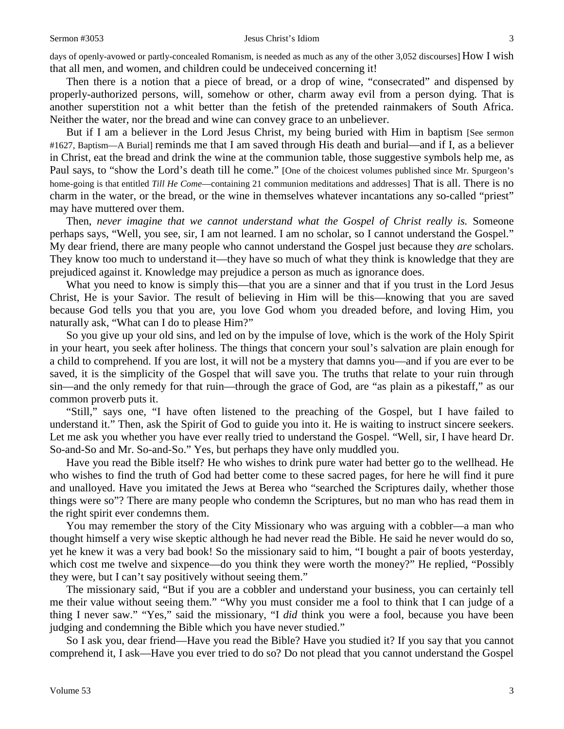days of openly-avowed or partly-concealed Romanism, is needed as much as any of the other 3,052 discourses] How I wish that all men, and women, and children could be undeceived concerning it!

Then there is a notion that a piece of bread, or a drop of wine, "consecrated" and dispensed by properly-authorized persons, will, somehow or other, charm away evil from a person dying. That is another superstition not a whit better than the fetish of the pretended rainmakers of South Africa. Neither the water, nor the bread and wine can convey grace to an unbeliever.

But if I am a believer in the Lord Jesus Christ, my being buried with Him in baptism [See sermon #1627, Baptism—A Burial] reminds me that I am saved through His death and burial—and if I, as a believer in Christ, eat the bread and drink the wine at the communion table, those suggestive symbols help me, as Paul says, to "show the Lord's death till he come." [One of the choicest volumes published since Mr. Spurgeon's home-going is that entitled *Till He Come*—containing 21 communion meditations and addresses] That is all. There is no charm in the water, or the bread, or the wine in themselves whatever incantations any so-called "priest" may have muttered over them.

Then, *never imagine that we cannot understand what the Gospel of Christ really is.* Someone perhaps says, "Well, you see, sir, I am not learned. I am no scholar, so I cannot understand the Gospel." My dear friend, there are many people who cannot understand the Gospel just because they *are* scholars. They know too much to understand it—they have so much of what they think is knowledge that they are prejudiced against it. Knowledge may prejudice a person as much as ignorance does.

What you need to know is simply this—that you are a sinner and that if you trust in the Lord Jesus Christ, He is your Savior. The result of believing in Him will be this—knowing that you are saved because God tells you that you are, you love God whom you dreaded before, and loving Him, you naturally ask, "What can I do to please Him?"

So you give up your old sins, and led on by the impulse of love, which is the work of the Holy Spirit in your heart, you seek after holiness. The things that concern your soul's salvation are plain enough for a child to comprehend. If you are lost, it will not be a mystery that damns you—and if you are ever to be saved, it is the simplicity of the Gospel that will save you. The truths that relate to your ruin through sin—and the only remedy for that ruin—through the grace of God, are "as plain as a pikestaff," as our common proverb puts it.

"Still," says one, "I have often listened to the preaching of the Gospel, but I have failed to understand it." Then, ask the Spirit of God to guide you into it. He is waiting to instruct sincere seekers. Let me ask you whether you have ever really tried to understand the Gospel. "Well, sir, I have heard Dr. So-and-So and Mr. So-and-So." Yes, but perhaps they have only muddled you.

Have you read the Bible itself? He who wishes to drink pure water had better go to the wellhead. He who wishes to find the truth of God had better come to these sacred pages, for here he will find it pure and unalloyed. Have you imitated the Jews at Berea who "searched the Scriptures daily, whether those things were so"? There are many people who condemn the Scriptures, but no man who has read them in the right spirit ever condemns them.

You may remember the story of the City Missionary who was arguing with a cobbler—a man who thought himself a very wise skeptic although he had never read the Bible. He said he never would do so, yet he knew it was a very bad book! So the missionary said to him, "I bought a pair of boots yesterday, which cost me twelve and sixpence—do you think they were worth the money?" He replied, "Possibly they were, but I can't say positively without seeing them."

The missionary said, "But if you are a cobbler and understand your business, you can certainly tell me their value without seeing them." "Why you must consider me a fool to think that I can judge of a thing I never saw." "Yes," said the missionary, "I *did* think you were a fool, because you have been judging and condemning the Bible which you have never studied."

So I ask you, dear friend—Have you read the Bible? Have you studied it? If you say that you cannot comprehend it, I ask—Have you ever tried to do so? Do not plead that you cannot understand the Gospel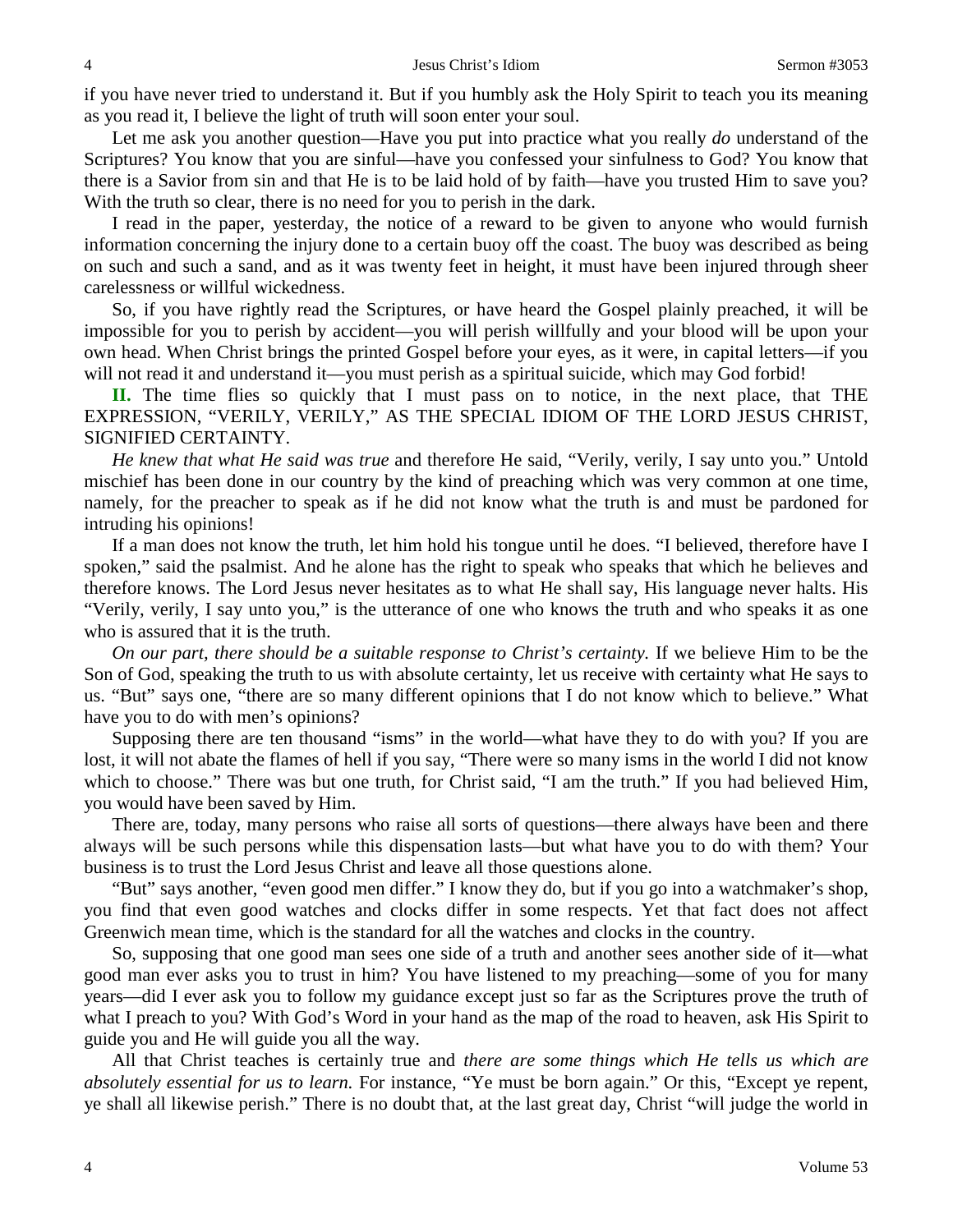if you have never tried to understand it. But if you humbly ask the Holy Spirit to teach you its meaning as you read it, I believe the light of truth will soon enter your soul.

Let me ask you another question—Have you put into practice what you really *do* understand of the Scriptures? You know that you are sinful—have you confessed your sinfulness to God? You know that there is a Savior from sin and that He is to be laid hold of by faith—have you trusted Him to save you? With the truth so clear, there is no need for you to perish in the dark.

I read in the paper, yesterday, the notice of a reward to be given to anyone who would furnish information concerning the injury done to a certain buoy off the coast. The buoy was described as being on such and such a sand, and as it was twenty feet in height, it must have been injured through sheer carelessness or willful wickedness.

So, if you have rightly read the Scriptures, or have heard the Gospel plainly preached, it will be impossible for you to perish by accident—you will perish willfully and your blood will be upon your own head. When Christ brings the printed Gospel before your eyes, as it were, in capital letters—if you will not read it and understand it—you must perish as a spiritual suicide, which may God forbid!

**II.** The time flies so quickly that I must pass on to notice, in the next place, that THE EXPRESSION, "VERILY, VERILY," AS THE SPECIAL IDIOM OF THE LORD JESUS CHRIST, SIGNIFIED CERTAINTY.

*He knew that what He said was true* and therefore He said, "Verily, verily, I say unto you." Untold mischief has been done in our country by the kind of preaching which was very common at one time, namely, for the preacher to speak as if he did not know what the truth is and must be pardoned for intruding his opinions!

If a man does not know the truth, let him hold his tongue until he does. "I believed, therefore have I spoken," said the psalmist. And he alone has the right to speak who speaks that which he believes and therefore knows. The Lord Jesus never hesitates as to what He shall say, His language never halts. His "Verily, verily, I say unto you," is the utterance of one who knows the truth and who speaks it as one who is assured that it is the truth.

*On our part, there should be a suitable response to Christ's certainty.* If we believe Him to be the Son of God, speaking the truth to us with absolute certainty, let us receive with certainty what He says to us. "But" says one, "there are so many different opinions that I do not know which to believe." What have you to do with men's opinions?

Supposing there are ten thousand "isms" in the world—what have they to do with you? If you are lost, it will not abate the flames of hell if you say, "There were so many isms in the world I did not know which to choose." There was but one truth, for Christ said, "I am the truth." If you had believed Him, you would have been saved by Him.

There are, today, many persons who raise all sorts of questions—there always have been and there always will be such persons while this dispensation lasts—but what have you to do with them? Your business is to trust the Lord Jesus Christ and leave all those questions alone.

"But" says another, "even good men differ." I know they do, but if you go into a watchmaker's shop, you find that even good watches and clocks differ in some respects. Yet that fact does not affect Greenwich mean time, which is the standard for all the watches and clocks in the country.

So, supposing that one good man sees one side of a truth and another sees another side of it—what good man ever asks you to trust in him? You have listened to my preaching—some of you for many years—did I ever ask you to follow my guidance except just so far as the Scriptures prove the truth of what I preach to you? With God's Word in your hand as the map of the road to heaven, ask His Spirit to guide you and He will guide you all the way.

All that Christ teaches is certainly true and *there are some things which He tells us which are absolutely essential for us to learn.* For instance, "Ye must be born again." Or this, "Except ye repent, ye shall all likewise perish." There is no doubt that, at the last great day, Christ "will judge the world in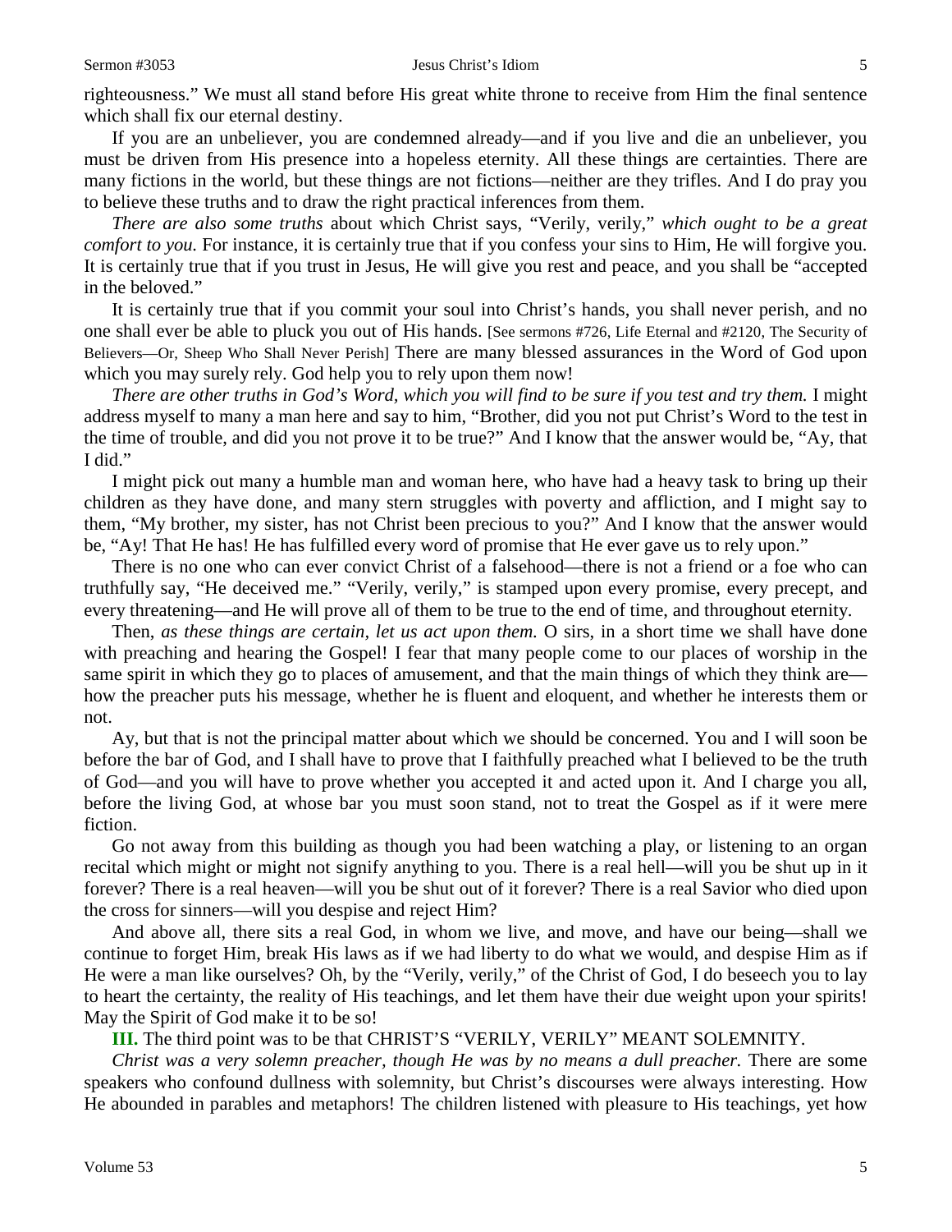righteousness." We must all stand before His great white throne to receive from Him the final sentence which shall fix our eternal destiny.

If you are an unbeliever, you are condemned already—and if you live and die an unbeliever, you must be driven from His presence into a hopeless eternity. All these things are certainties. There are many fictions in the world, but these things are not fictions—neither are they trifles. And I do pray you to believe these truths and to draw the right practical inferences from them.

*There are also some truths* about which Christ says, "Verily, verily," *which ought to be a great comfort to you.* For instance, it is certainly true that if you confess your sins to Him, He will forgive you. It is certainly true that if you trust in Jesus, He will give you rest and peace, and you shall be "accepted in the beloved."

It is certainly true that if you commit your soul into Christ's hands, you shall never perish, and no one shall ever be able to pluck you out of His hands. [See sermons #726, Life Eternal and #2120, The Security of Believers—Or, Sheep Who Shall Never Perish] There are many blessed assurances in the Word of God upon which you may surely rely. God help you to rely upon them now!

*There are other truths in God's Word, which you will find to be sure if you test and try them.* I might address myself to many a man here and say to him, "Brother, did you not put Christ's Word to the test in the time of trouble, and did you not prove it to be true?" And I know that the answer would be, "Ay, that I did."

I might pick out many a humble man and woman here, who have had a heavy task to bring up their children as they have done, and many stern struggles with poverty and affliction, and I might say to them, "My brother, my sister, has not Christ been precious to you?" And I know that the answer would be, "Ay! That He has! He has fulfilled every word of promise that He ever gave us to rely upon."

There is no one who can ever convict Christ of a falsehood—there is not a friend or a foe who can truthfully say, "He deceived me." "Verily, verily," is stamped upon every promise, every precept, and every threatening—and He will prove all of them to be true to the end of time, and throughout eternity.

Then, *as these things are certain, let us act upon them.* O sirs, in a short time we shall have done with preaching and hearing the Gospel! I fear that many people come to our places of worship in the same spirit in which they go to places of amusement, and that the main things of which they think are—how the preacher puts his message, whether he is fluent and eloquent, and whether he interests them or not.

Ay, but that is not the principal matter about which we should be concerned. You and I will soon be before the bar of God, and I shall have to prove that I faithfully preached what I believed to be the truth of God—and you will have to prove whether you accepted it and acted upon it. And I charge you all, before the living God, at whose bar you must soon stand, not to treat the Gospel as if it were mere fiction.

Go not away from this building as though you had been watching a play, or listening to an organ recital which might or might not signify anything to you. There is a real hell—will you be shut up in it forever? There is a real heaven—will you be shut out of it forever? There is a real Savior who died upon the cross for sinners—will you despise and reject Him?

And above all, there sits a real God, in whom we live, and move, and have our being—shall we continue to forget Him, break His laws as if we had liberty to do what we would, and despise Him as if He were a man like ourselves? Oh, by the "Verily, verily," of the Christ of God, I do beseech you to lay to heart the certainty, the reality of His teachings, and let them have their due weight upon your spirits! May the Spirit of God make it to be so!

**III.** The third point was to be that CHRIST'S "VERILY, VERILY" MEANT SOLEMNITY.

*Christ was a very solemn preacher, though He was by no means a dull preacher.* There are some speakers who confound dullness with solemnity, but Christ's discourses were always interesting. How He abounded in parables and metaphors! The children listened with pleasure to His teachings, yet how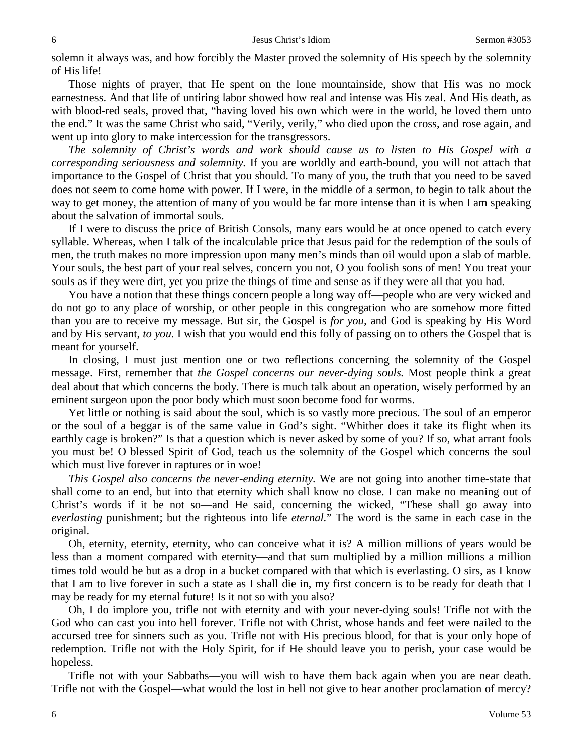solemn it always was, and how forcibly the Master proved the solemnity of His speech by the solemnity of His life!

Those nights of prayer, that He spent on the lone mountainside, show that His was no mock earnestness. And that life of untiring labor showed how real and intense was His zeal. And His death, as with blood-red seals, proved that, "having loved his own which were in the world, he loved them unto the end." It was the same Christ who said, "Verily, verily," who died upon the cross, and rose again, and went up into glory to make intercession for the transgressors.

*The solemnity of Christ's words and work should cause us to listen to His Gospel with a corresponding seriousness and solemnity.* If you are worldly and earth-bound, you will not attach that importance to the Gospel of Christ that you should. To many of you, the truth that you need to be saved does not seem to come home with power. If I were, in the middle of a sermon, to begin to talk about the way to get money, the attention of many of you would be far more intense than it is when I am speaking about the salvation of immortal souls.

If I were to discuss the price of British Consols, many ears would be at once opened to catch every syllable. Whereas, when I talk of the incalculable price that Jesus paid for the redemption of the souls of men, the truth makes no more impression upon many men's minds than oil would upon a slab of marble. Your souls, the best part of your real selves, concern you not, O you foolish sons of men! You treat your souls as if they were dirt, yet you prize the things of time and sense as if they were all that you had.

You have a notion that these things concern people a long way off—people who are very wicked and do not go to any place of worship, or other people in this congregation who are somehow more fitted than you are to receive my message. But sir, the Gospel is *for you,* and God is speaking by His Word and by His servant, *to you.* I wish that you would end this folly of passing on to others the Gospel that is meant for yourself.

In closing, I must just mention one or two reflections concerning the solemnity of the Gospel message. First, remember that *the Gospel concerns our never-dying souls.* Most people think a great deal about that which concerns the body. There is much talk about an operation, wisely performed by an eminent surgeon upon the poor body which must soon become food for worms.

Yet little or nothing is said about the soul, which is so vastly more precious. The soul of an emperor or the soul of a beggar is of the same value in God's sight. "Whither does it take its flight when its earthly cage is broken?" Is that a question which is never asked by some of you? If so, what arrant fools you must be! O blessed Spirit of God, teach us the solemnity of the Gospel which concerns the soul which must live forever in raptures or in woe!

*This Gospel also concerns the never-ending eternity.* We are not going into another time-state that shall come to an end, but into that eternity which shall know no close. I can make no meaning out of Christ's words if it be not so—and He said, concerning the wicked, "These shall go away into *everlasting* punishment; but the righteous into life *eternal.*" The word is the same in each case in the original.

Oh, eternity, eternity, eternity, who can conceive what it is? A million millions of years would be less than a moment compared with eternity—and that sum multiplied by a million millions a million times told would be but as a drop in a bucket compared with that which is everlasting. O sirs, as I know that I am to live forever in such a state as I shall die in, my first concern is to be ready for death that I may be ready for my eternal future! Is it not so with you also?

Oh, I do implore you, trifle not with eternity and with your never-dying souls! Trifle not with the God who can cast you into hell forever. Trifle not with Christ, whose hands and feet were nailed to the accursed tree for sinners such as you. Trifle not with His precious blood, for that is your only hope of redemption. Trifle not with the Holy Spirit, for if He should leave you to perish, your case would be hopeless.

Trifle not with your Sabbaths—you will wish to have them back again when you are near death. Trifle not with the Gospel—what would the lost in hell not give to hear another proclamation of mercy?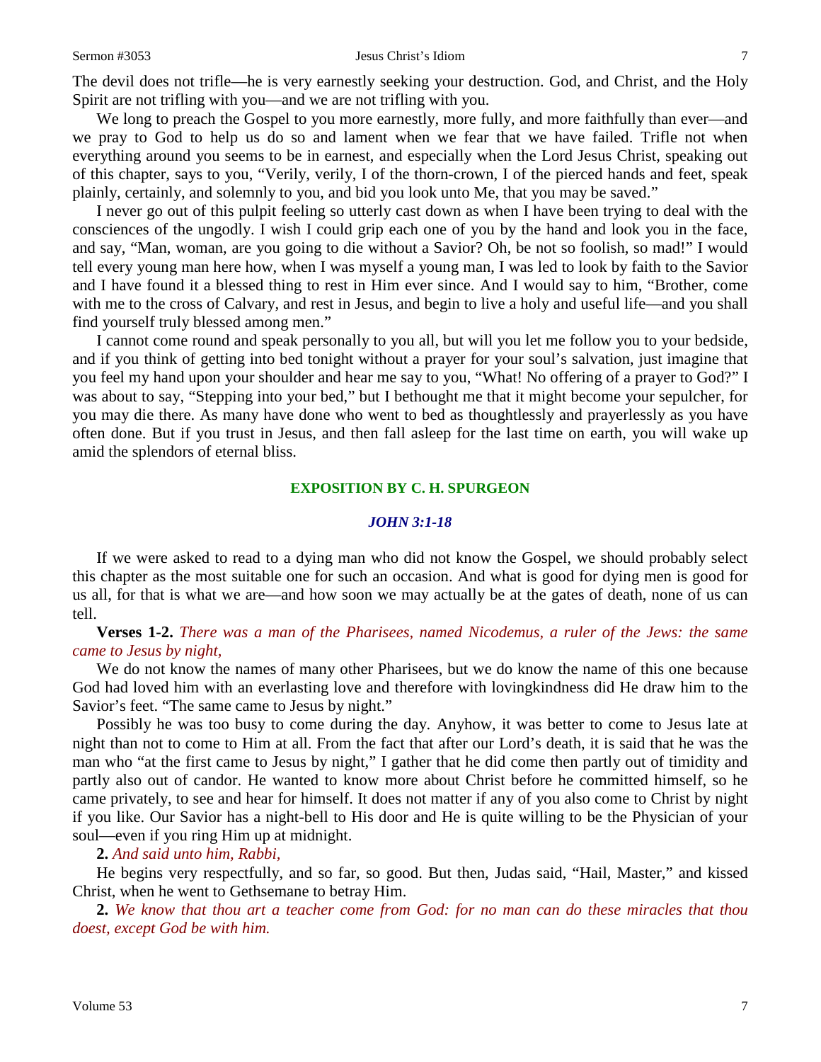The devil does not trifle—he is very earnestly seeking your destruction. God, and Christ, and the Holy Spirit are not trifling with you—and we are not trifling with you.

We long to preach the Gospel to you more earnestly, more fully, and more faithfully than ever—and we pray to God to help us do so and lament when we fear that we have failed. Trifle not when everything around you seems to be in earnest, and especially when the Lord Jesus Christ, speaking out of this chapter, says to you, "Verily, verily, I of the thorn-crown, I of the pierced hands and feet, speak plainly, certainly, and solemnly to you, and bid you look unto Me, that you may be saved."

I never go out of this pulpit feeling so utterly cast down as when I have been trying to deal with the consciences of the ungodly. I wish I could grip each one of you by the hand and look you in the face, and say, "Man, woman, are you going to die without a Savior? Oh, be not so foolish, so mad!" I would tell every young man here how, when I was myself a young man, I was led to look by faith to the Savior and I have found it a blessed thing to rest in Him ever since. And I would say to him, "Brother, come with me to the cross of Calvary, and rest in Jesus, and begin to live a holy and useful life—and you shall find yourself truly blessed among men."

I cannot come round and speak personally to you all, but will you let me follow you to your bedside, and if you think of getting into bed tonight without a prayer for your soul's salvation, just imagine that you feel my hand upon your shoulder and hear me say to you, "What! No offering of a prayer to God?" I was about to say, "Stepping into your bed," but I bethought me that it might become your sepulcher, for you may die there. As many have done who went to bed as thoughtlessly and prayerlessly as you have often done. But if you trust in Jesus, and then fall asleep for the last time on earth, you will wake up amid the splendors of eternal bliss.

## EXPOSITION BY C. H. SPURGEON

### *JOHN 3:1-18*

If we were asked to read to a dying man who did not know the Gospel, we should probably select this chapter as the most suitable one for such an occasion. And what is good for dying men is good for us all, for that is what we are—and how soon we may actually be at the gates of death, none of us can tell.

**Verses 1-2.** *There was a man of the Pharisees, named Nicodemus, a ruler of the Jews: the same came to Jesus by night,*

We do not know the names of many other Pharisees, but we do know the name of this one because God had loved him with an everlasting love and therefore with lovingkindness did He draw him to the Savior's feet. "The same came to Jesus by night."

Possibly he was too busy to come during the day. Anyhow, it was better to come to Jesus late at night than not to come to Him at all. From the fact that after our Lord's death, it is said that he was the man who "at the first came to Jesus by night," I gather that he did come then partly out of timidity and partly also out of candor. He wanted to know more about Christ before he committed himself, so he came privately, to see and hear for himself. It does not matter if any of you also come to Christ by night if you like. Our Savior has a night-bell to His door and He is quite willing to be the Physician of your soul—even if you ring Him up at midnight.

**2.** *And said unto him, Rabbi,*

He begins very respectfully, and so far, so good. But then, Judas said, "Hail, Master," and kissed Christ, when he went to Gethsemane to betray Him.

**2.** *We know that thou art a teacher come from God: for no man can do these miracles that thou doest, except God be with him.*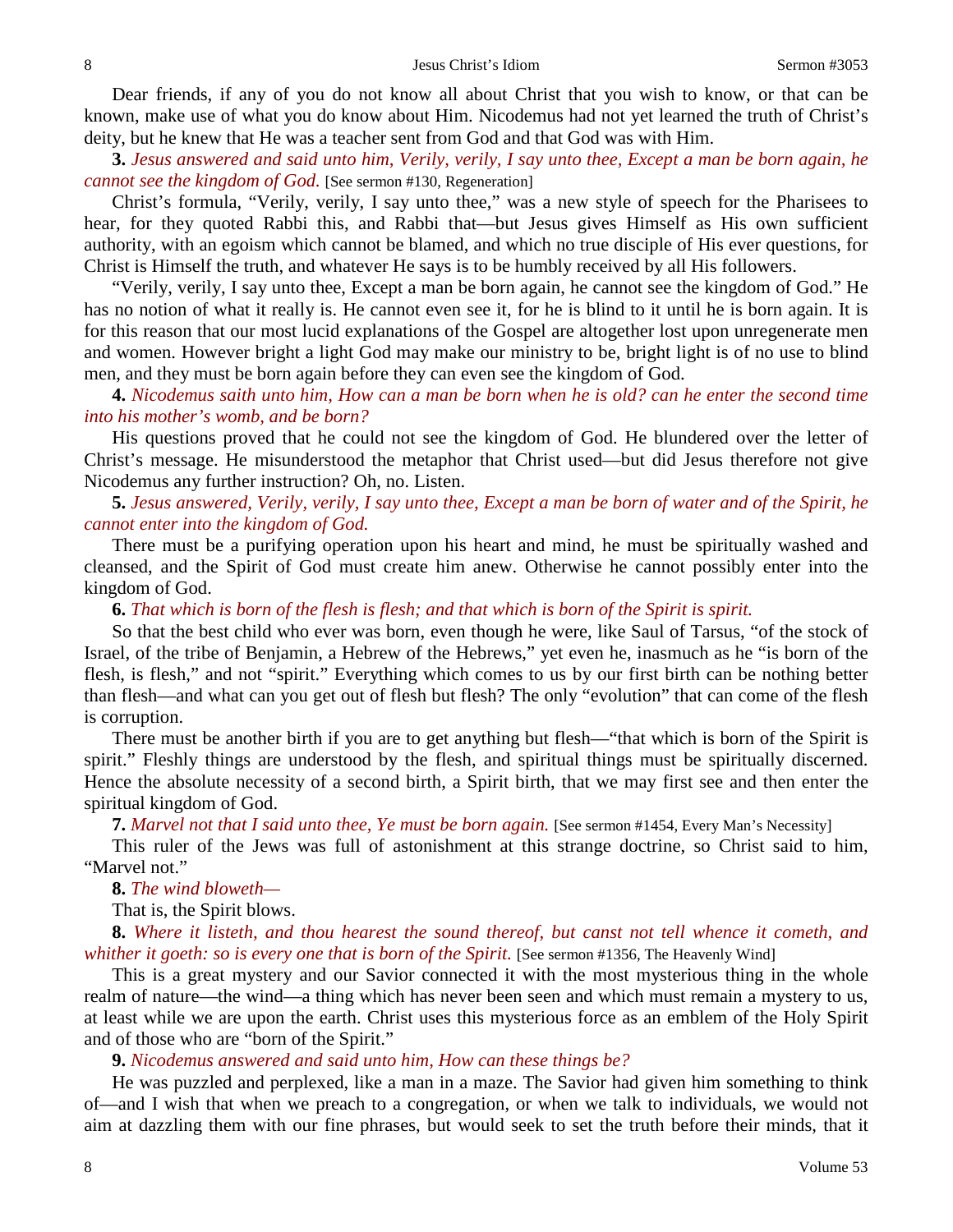Dear friends, if any of you do not know all about Christ that you wish to know, or that can be known, make use of what you do know about Him. Nicodemus had not yet learned the truth of Christ's deity, but he knew that He was a teacher sent from God and that God was with Him.

**3.** *Jesus answered and said unto him, Verily, verily, I say unto thee, Except a man be born again, he cannot see the kingdom of God.* [See sermon #130, Regeneration]

Christ's formula, "Verily, verily, I say unto thee," was a new style of speech for the Pharisees to hear, for they quoted Rabbi this, and Rabbi that—but Jesus gives Himself as His own sufficient authority, with an egoism which cannot be blamed, and which no true disciple of His ever questions, for Christ is Himself the truth, and whatever He says is to be humbly received by all His followers.

"Verily, verily, I say unto thee, Except a man be born again, he cannot see the kingdom of God." He has no notion of what it really is. He cannot even see it, for he is blind to it until he is born again. It is for this reason that our most lucid explanations of the Gospel are altogether lost upon unregenerate men and women. However bright a light God may make our ministry to be, bright light is of no use to blind men, and they must be born again before they can even see the kingdom of God.

**4.** *Nicodemus saith unto him, How can a man be born when he is old? can he enter the second time into his mother's womb, and be born?*

His questions proved that he could not see the kingdom of God. He blundered over the letter of Christ's message. He misunderstood the metaphor that Christ used—but did Jesus therefore not give Nicodemus any further instruction? Oh, no. Listen.

**5.** *Jesus answered, Verily, verily, I say unto thee, Except a man be born of water and of the Spirit, he cannot enter into the kingdom of God.*

There must be a purifying operation upon his heart and mind, he must be spiritually washed and cleansed, and the Spirit of God must create him anew. Otherwise he cannot possibly enter into the kingdom of God.

**6.** *That which is born of the flesh is flesh; and that which is born of the Spirit is spirit.*

So that the best child who ever was born, even though he were, like Saul of Tarsus, "of the stock of Israel, of the tribe of Benjamin, a Hebrew of the Hebrews," yet even he, inasmuch as he "is born of the flesh, is flesh," and not "spirit." Everything which comes to us by our first birth can be nothing better than flesh—and what can you get out of flesh but flesh? The only "evolution" that can come of the flesh is corruption.

There must be another birth if you are to get anything but flesh—"that which is born of the Spirit is spirit." Fleshly things are understood by the flesh, and spiritual things must be spiritually discerned. Hence the absolute necessity of a second birth, a Spirit birth, that we may first see and then enter the spiritual kingdom of God.

**7.** *Marvel not that I said unto thee, Ye must be born again.* [See sermon #1454, Every Man's Necessity]

This ruler of the Jews was full of astonishment at this strange doctrine, so Christ said to him, "Marvel not."

**8.** *The wind bloweth—*

That is, the Spirit blows.

**8.** *Where it listeth, and thou hearest the sound thereof, but canst not tell whence it cometh, and whither it goeth: so is every one that is born of the Spirit.* [See sermon #1356, The Heavenly Wind]

This is a great mystery and our Savior connected it with the most mysterious thing in the whole realm of nature—the wind—a thing which has never been seen and which must remain a mystery to us, at least while we are upon the earth. Christ uses this mysterious force as an emblem of the Holy Spirit and of those who are "born of the Spirit."

**9.** *Nicodemus answered and said unto him, How can these things be?*

He was puzzled and perplexed, like a man in a maze. The Savior had given him something to think of—and I wish that when we preach to a congregation, or when we talk to individuals, we would not aim at dazzling them with our fine phrases, but would seek to set the truth before their minds, that it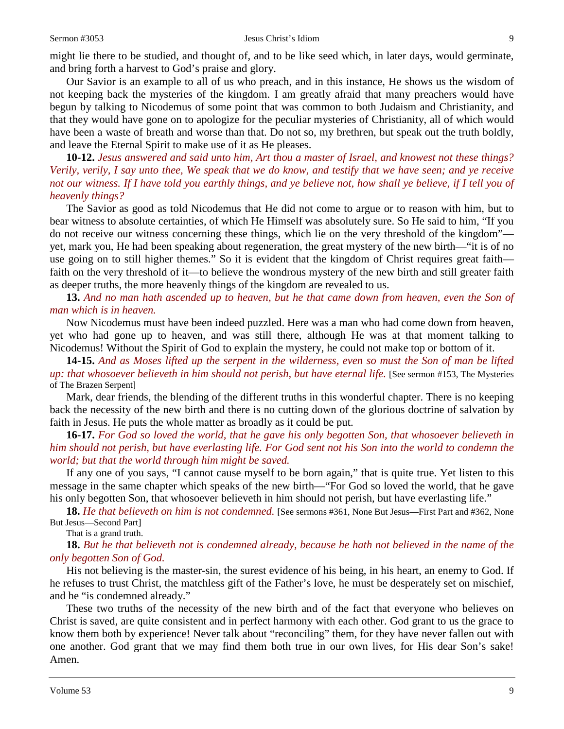might lie there to be studied, and thought of, and to be like seed which, in later days, would germinate, and bring forth a harvest to God's praise and glory.

Our Savior is an example to all of us who preach, and in this instance, He shows us the wisdom of not keeping back the mysteries of the kingdom. I am greatly afraid that many preachers would have begun by talking to Nicodemus of some point that was common to both Judaism and Christianity, and that they would have gone on to apologize for the peculiar mysteries of Christianity, all of which would have been a waste of breath and worse than that. Do not so, my brethren, but speak out the truth boldly, and leave the Eternal Spirit to make use of it as He pleases.

**10-12.** *Jesus answered and said unto him, Art thou a master of Israel, and knowest not these things? Verily, verily, I say unto thee, We speak that we do know, and testify that we have seen; and ye receive not our witness. If I have told you earthly things, and ye believe not, how shall ye believe, if I tell you of heavenly things?*

The Savior as good as told Nicodemus that He did not come to argue or to reason with him, but to bear witness to absolute certainties, of which He Himself was absolutely sure. So He said to him, "If you do not receive our witness concerning these things, which lie on the very threshold of the kingdom"—yet, mark you, He had been speaking about regeneration, the great mystery of the new birth—"it is of no use going on to still higher themes." So it is evident that the kingdom of Christ requires great faith—faith on the very threshold of it—to believe the wondrous mystery of the new birth and still greater faith as deeper truths, the more heavenly things of the kingdom are revealed to us.

**13.** *And no man hath ascended up to heaven, but he that came down from heaven, even the Son of man which is in heaven.*

Now Nicodemus must have been indeed puzzled. Here was a man who had come down from heaven, yet who had gone up to heaven, and was still there, although He was at that moment talking to Nicodemus! Without the Spirit of God to explain the mystery, he could not make top or bottom of it.

**14-15.** *And as Moses lifted up the serpent in the wilderness, even so must the Son of man be lifted up: that whosoever believeth in him should not perish, but have eternal life.* [See sermon #153, The Mysteries of The Brazen Serpent]

Mark, dear friends, the blending of the different truths in this wonderful chapter. There is no keeping back the necessity of the new birth and there is no cutting down of the glorious doctrine of salvation by faith in Jesus. He puts the whole matter as broadly as it could be put.

**16-17.** *For God so loved the world, that he gave his only begotten Son, that whosoever believeth in him should not perish, but have everlasting life. For God sent not his Son into the world to condemn the world; but that the world through him might be saved.*

If any one of you says, "I cannot cause myself to be born again," that is quite true. Yet listen to this message in the same chapter which speaks of the new birth—"For God so loved the world, that he gave his only begotten Son, that whosoever believeth in him should not perish, but have everlasting life."

**18.** *He that believeth on him is not condemned.* [See sermons #361, None But Jesus—First Part and #362, None But Jesus—Second Part]

That is a grand truth.

**18.** *But he that believeth not is condemned already, because he hath not believed in the name of the only begotten Son of God.*

His not believing is the master-sin, the surest evidence of his being, in his heart, an enemy to God. If he refuses to trust Christ, the matchless gift of the Father's love, he must be desperately set on mischief, and he "is condemned already."

These two truths of the necessity of the new birth and of the fact that everyone who believes on Christ is saved, are quite consistent and in perfect harmony with each other. God grant to us the grace to know them both by experience! Never talk about "reconciling" them, for they have never fallen out with one another. God grant that we may find them both true in our own lives, for His dear Son's sake! Amen.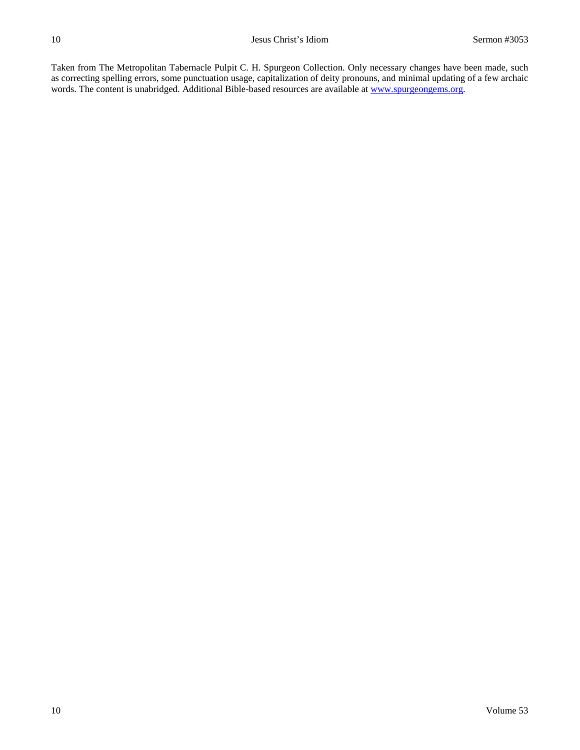Taken from The Metropolitan Tabernacle Pulpit C. H. Spurgeon Collection. Only necessary changes have been made, such as correcting spelling errors, some punctuation usage, capitalization of deity pronouns, and minimal updating of a few archaic words. The content is unabridged. Additional Bible-based resources are available at [www.spurgeongems.org](http://www.spurgeongems.org).